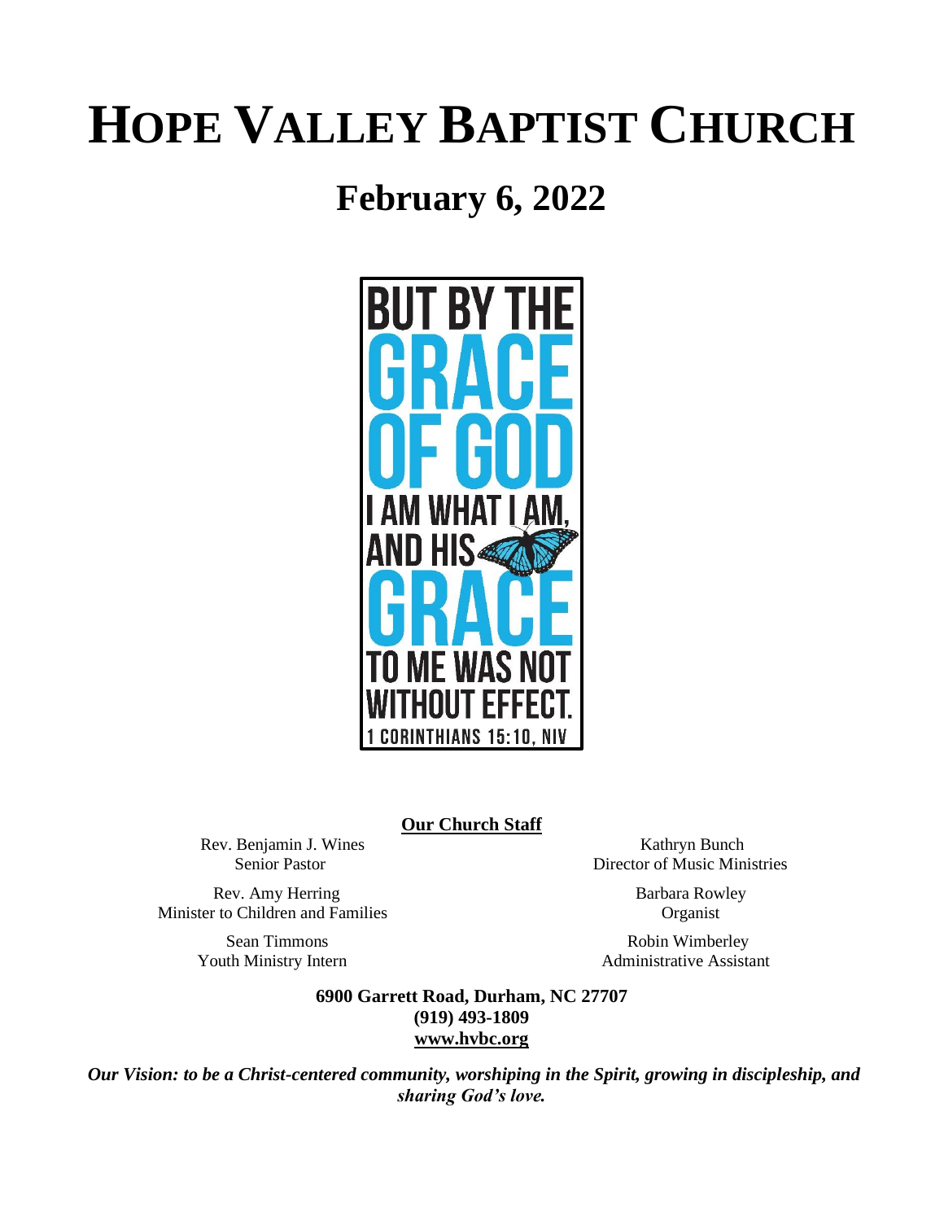# HOPE VALLEY BAPTIST CHURCH

## February 6, 2022

BUT BY THE GRACE OF GOD I AM WHAT I AM, AND HIS GRACE TO ME WAS NOT WITHOUT EFFECT.
1 CORINTHIANS 15:10, NIV

**Our Church Staff**

Rev. Benjamin J. Wines
Senior Pastor

Rev. Amy Herring
Minister to Children and Families

Sean Timmons
Youth Ministry Intern

Kathryn Bunch
Director of Music Ministries

Barbara Rowley
Organist

Robin Wimberley
Administrative Assistant

**6900 Garrett Road, Durham, NC 27707**
**(919) 493-1809**
**www.hvbc.org**

***Our Vision: to be a Christ-centered community, worshiping in the Spirit, growing in discipleship, and sharing God's love.***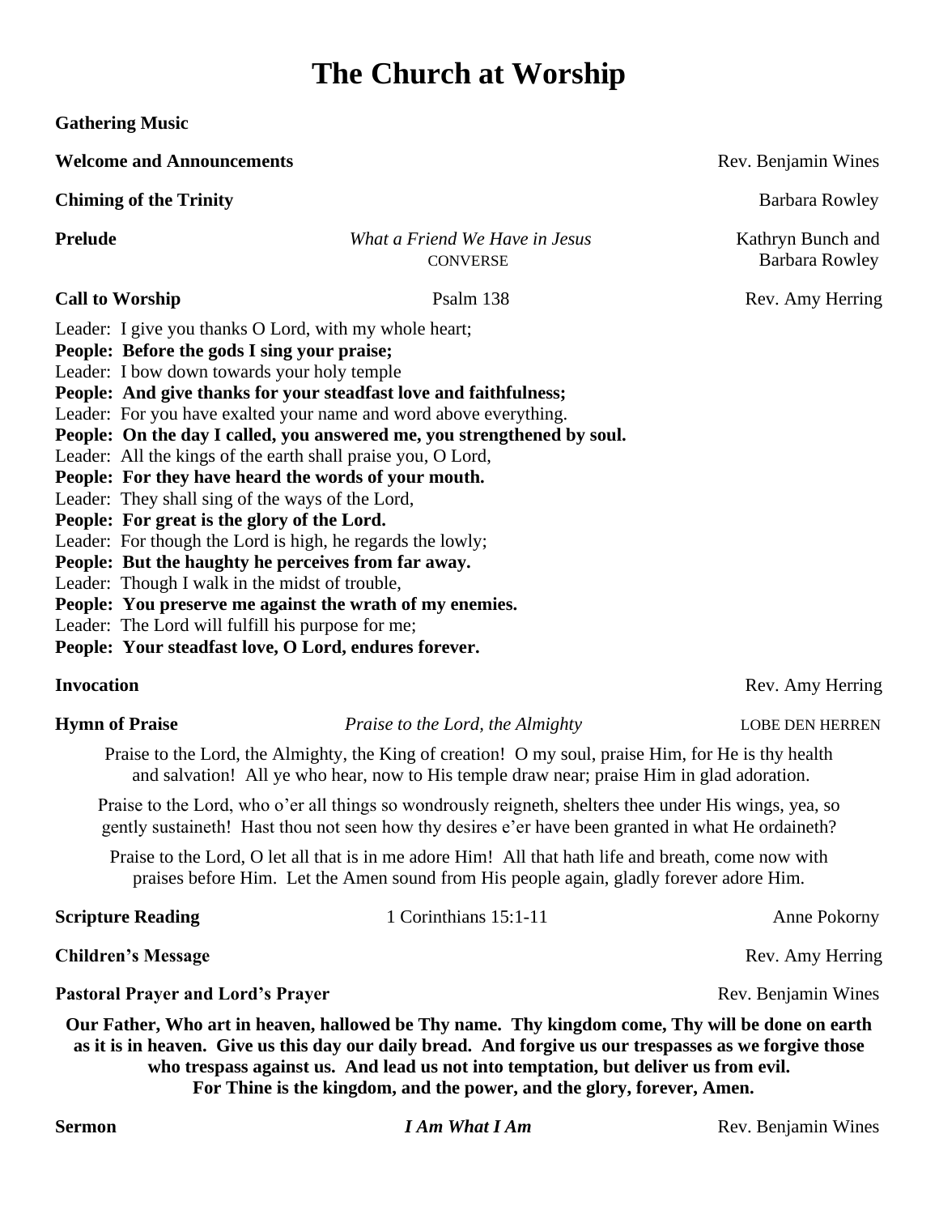# The Church at Worship

**Gathering Music**

**Welcome and Announcements** Rev. Benjamin Wines

**Chiming of the Trinity** Barbara Rowley

**Prelude** *What a Friend We Have in Jesus* CONVERSE Kathryn Bunch and Barbara Rowley

**Call to Worship** Psalm 138 Rev. Amy Herring

Leader: I give you thanks O Lord, with my whole heart;
**People: Before the gods I sing your praise;**
Leader: I bow down towards your holy temple
**People: And give thanks for your steadfast love and faithfulness;**
Leader: For you have exalted your name and word above everything.
**People: On the day I called, you answered me, you strengthened by soul.**
Leader: All the kings of the earth shall praise you, O Lord,
**People: For they have heard the words of your mouth.**
Leader: They shall sing of the ways of the Lord,
**People: For great is the glory of the Lord.**
Leader: For though the Lord is high, he regards the lowly;
**People: But the haughty he perceives from far away.**
Leader: Though I walk in the midst of trouble,
**People: You preserve me against the wrath of my enemies.**
Leader: The Lord will fulfill his purpose for me;
**People: Your steadfast love, O Lord, endures forever.**

**Invocation** Rev. Amy Herring

**Hymn of Praise** *Praise to the Lord, the Almighty* LOBE DEN HERREN

Praise to the Lord, the Almighty, the King of creation! O my soul, praise Him, for He is thy health and salvation! All ye who hear, now to His temple draw near; praise Him in glad adoration.

Praise to the Lord, who o'er all things so wondrously reigneth, shelters thee under His wings, yea, so gently sustaineth! Hast thou not seen how thy desires e'er have been granted in what He ordaineth?

Praise to the Lord, O let all that is in me adore Him! All that hath life and breath, come now with praises before Him. Let the Amen sound from His people again, gladly forever adore Him.

**Scripture Reading** 1 Corinthians 15:1-11 Anne Pokorny

**Children's Message** Rev. Amy Herring

**Pastoral Prayer and Lord's Prayer** Rev. Benjamin Wines

**Our Father, Who art in heaven, hallowed be Thy name. Thy kingdom come, Thy will be done on earth as it is in heaven. Give us this day our daily bread. And forgive us our trespasses as we forgive those who trespass against us. And lead us not into temptation, but deliver us from evil. For Thine is the kingdom, and the power, and the glory, forever, Amen.**

**Sermon** ***I Am What I Am*** Rev. Benjamin Wines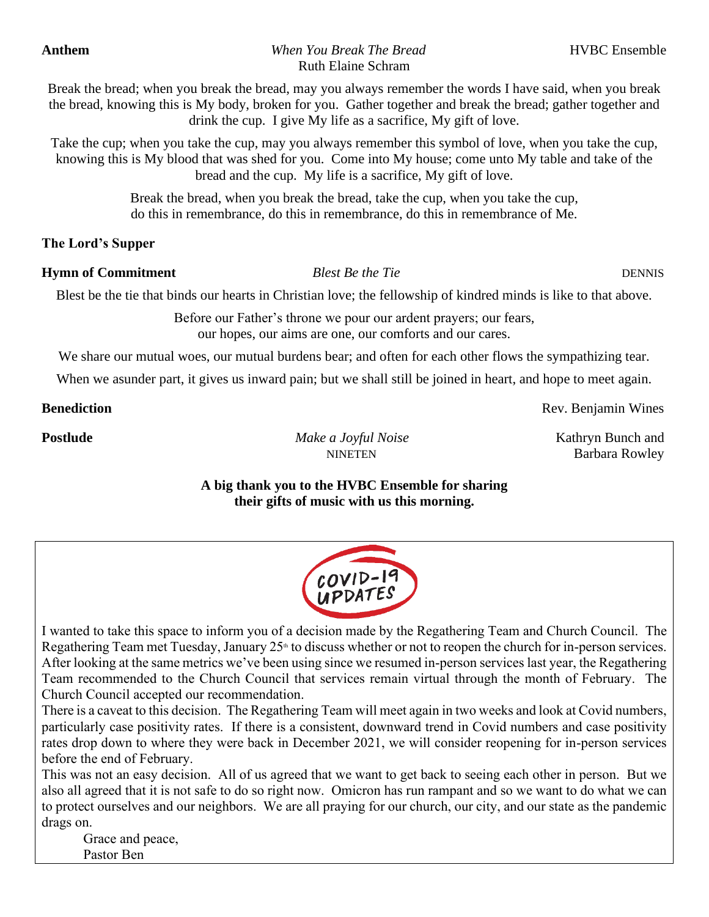**Anthem** *When You Break The Bread* HVBC Ensemble
Ruth Elaine Schram

Break the bread; when you break the bread, may you always remember the words I have said, when you break the bread, knowing this is My body, broken for you. Gather together and break the bread; gather together and drink the cup. I give My life as a sacrifice, My gift of love.

Take the cup; when you take the cup, may you always remember this symbol of love, when you take the cup, knowing this is My blood that was shed for you. Come into My house; come unto My table and take of the bread and the cup. My life is a sacrifice, My gift of love.

Break the bread, when you break the bread, take the cup, when you take the cup,
do this in remembrance, do this in remembrance, do this in remembrance of Me.

**The Lord's Supper**

**Hymn of Commitment** *Blest Be the Tie* DENNIS

Blest be the tie that binds our hearts in Christian love; the fellowship of kindred minds is like to that above.

Before our Father's throne we pour our ardent prayers; our fears,
our hopes, our aims are one, our comforts and our cares.

We share our mutual woes, our mutual burdens bear; and often for each other flows the sympathizing tear.

When we asunder part, it gives us inward pain; but we shall still be joined in heart, and hope to meet again.

**Benediction** Rev. Benjamin Wines

**Postlude** *Make a Joyful Noise* Kathryn Bunch and
NINETEN Barbara Rowley

**A big thank you to the HVBC Ensemble for sharing their gifts of music with us this morning.**

COVID-19 UPDATES

I wanted to take this space to inform you of a decision made by the Regathering Team and Church Council. The Regathering Team met Tuesday, January 25th to discuss whether or not to reopen the church for in-person services. After looking at the same metrics we've been using since we resumed in-person services last year, the Regathering Team recommended to the Church Council that services remain virtual through the month of February. The Church Council accepted our recommendation.

There is a caveat to this decision. The Regathering Team will meet again in two weeks and look at Covid numbers, particularly case positivity rates. If there is a consistent, downward trend in Covid numbers and case positivity rates drop down to where they were back in December 2021, we will consider reopening for in-person services before the end of February.

This was not an easy decision. All of us agreed that we want to get back to seeing each other in person. But we also all agreed that it is not safe to do so right now. Omicron has run rampant and so we want to do what we can to protect ourselves and our neighbors. We are all praying for our church, our city, and our state as the pandemic drags on.

Grace and peace,
Pastor Ben